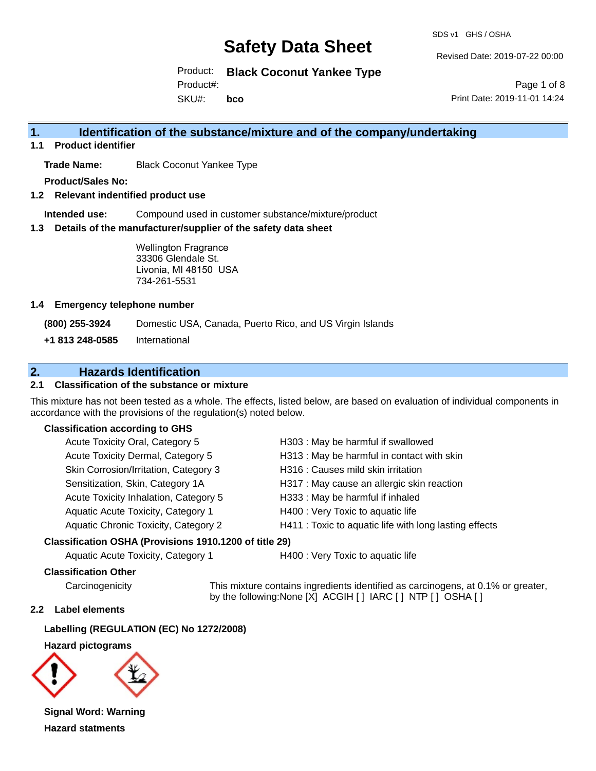# Safety Data Sheet

SDS v1 GHS / OSHA

Revised Date: 2019-07-22 00:00

Print Date: 2019-11-01 14:24

Product: **Black Coconut Yankee Type**
Product#:
SKU#: **bco**

## 1. Identification of the substance/mixture and of the company/undertaking

### 1.1 Product identifier

**Trade Name:** Black Coconut Yankee Type

**Product/Sales No:**

### 1.2 Relevant indentified product use

**Intended use:** Compound used in customer substance/mixture/product

### 1.3 Details of the manufacturer/supplier of the safety data sheet

Wellington Fragrance
33306 Glendale St.
Livonia, MI 48150 USA
734-261-5531

### 1.4 Emergency telephone number

**(800) 255-3924** Domestic USA, Canada, Puerto Rico, and US Virgin Islands

**+1 813 248-0585** International

## 2. Hazards Identification

### 2.1 Classification of the substance or mixture

This mixture has not been tested as a whole. The effects, listed below, are based on evaluation of individual components in accordance with the provisions of the regulation(s) noted below.

**Classification according to GHS**

| | |
|---|---|
| Acute Toxicity Oral, Category 5 | H303 : May be harmful if swallowed |
| Acute Toxicity Dermal, Category 5 | H313 : May be harmful in contact with skin |
| Skin Corrosion/Irritation, Category 3 | H316 : Causes mild skin irritation |
| Sensitization, Skin, Category 1A | H317 : May cause an allergic skin reaction |
| Acute Toxicity Inhalation, Category 5 | H333 : May be harmful if inhaled |
| Aquatic Acute Toxicity, Category 1 | H400 : Very Toxic to aquatic life |
| Aquatic Chronic Toxicity, Category 2 | H411 : Toxic to aquatic life with long lasting effects |

**Classification OSHA (Provisions 1910.1200 of title 29)**

| | |
|---|---|
| Aquatic Acute Toxicity, Category 1 | H400 : Very Toxic to aquatic life |

**Classification Other**

Carcinogenicity — This mixture contains ingredients identified as carcinogens, at 0.1% or greater, by the following:None [X] ACGIH [ ] IARC [ ] NTP [ ] OSHA [ ]

### 2.2 Label elements

**Labelling (REGULATION (EC) No 1272/2008)**

**Hazard pictograms**

**Signal Word: Warning**

**Hazard statments**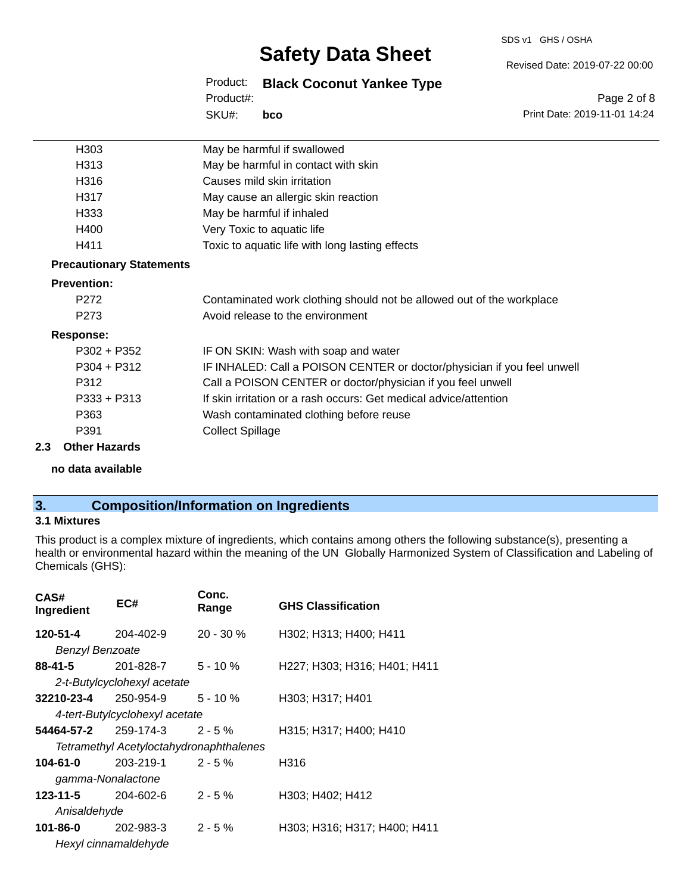| | |
|---|---|
| H303 | May be harmful if swallowed |
| H313 | May be harmful in contact with skin |
| H316 | Causes mild skin irritation |
| H317 | May cause an allergic skin reaction |
| H333 | May be harmful if inhaled |
| H400 | Very Toxic to aquatic life |
| H411 | Toxic to aquatic life with long lasting effects |

**Precautionary Statements**

**Prevention:**

| | |
|---|---|
| P272 | Contaminated work clothing should not be allowed out of the workplace |
| P273 | Avoid release to the environment |

**Response:**

| | |
|---|---|
| P302 + P352 | IF ON SKIN: Wash with soap and water |
| P304 + P312 | IF INHALED: Call a POISON CENTER or doctor/physician if you feel unwell |
| P312 | Call a POISON CENTER or doctor/physician if you feel unwell |
| P333 + P313 | If skin irritation or a rash occurs: Get medical advice/attention |
| P363 | Wash contaminated clothing before reuse |
| P391 | Collect Spillage |

**2.3 Other Hazards**

**no data available**

## 3. Composition/Information on Ingredients

### 3.1 Mixtures

This product is a complex mixture of ingredients, which contains among others the following substance(s), presenting a health or environmental hazard within the meaning of the UN Globally Harmonized System of Classification and Labeling of Chemicals (GHS):

| CAS# Ingredient | EC# | Conc. Range | GHS Classification |
|---|---|---|---|
| **120-51-4** | 204-402-9 | 20 - 30 % | H302; H313; H400; H411 |
| *Benzyl Benzoate* | | | |
| **88-41-5** | 201-828-7 | 5 - 10 % | H227; H303; H316; H401; H411 |
| *2-t-Butylcyclohexyl acetate* | | | |
| **32210-23-4** | 250-954-9 | 5 - 10 % | H303; H317; H401 |
| *4-tert-Butylcyclohexyl acetate* | | | |
| **54464-57-2** | 259-174-3 | 2 - 5 % | H315; H317; H400; H410 |
| *Tetramethyl Acetyloctahydronaphthalenes* | | | |
| **104-61-0** | 203-219-1 | 2 - 5 % | H316 |
| *gamma-Nonalactone* | | | |
| **123-11-5** | 204-602-6 | 2 - 5 % | H303; H402; H412 |
| *Anisaldehyde* | | | |
| **101-86-0** | 202-983-3 | 2 - 5 % | H303; H316; H317; H400; H411 |
| *Hexyl cinnamaldehyde* | | | |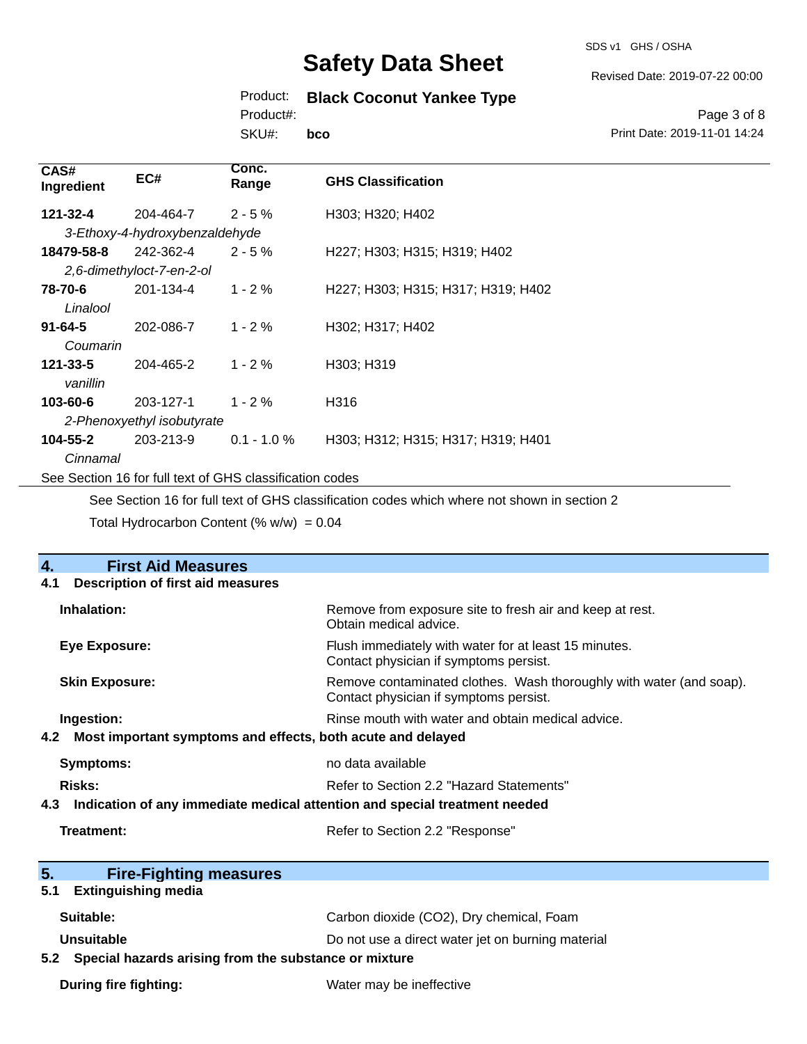| CAS# Ingredient | EC# | Conc. Range | GHS Classification |
|---|---|---|---|
| **121-32-4** | 204-464-7 | 2 - 5 % | H303; H320; H402 |
| *3-Ethoxy-4-hydroxybenzaldehyde* | | | |
| **18479-58-8** | 242-362-4 | 2 - 5 % | H227; H303; H315; H319; H402 |
| *2,6-dimethyloct-7-en-2-ol* | | | |
| **78-70-6** | 201-134-4 | 1 - 2 % | H227; H303; H315; H317; H319; H402 |
| *Linalool* | | | |
| **91-64-5** | 202-086-7 | 1 - 2 % | H302; H317; H402 |
| *Coumarin* | | | |
| **121-33-5** | 204-465-2 | 1 - 2 % | H303; H319 |
| *vanillin* | | | |
| **103-60-6** | 203-127-1 | 1 - 2 % | H316 |
| *2-Phenoxyethyl isobutyrate* | | | |
| **104-55-2** | 203-213-9 | 0.1 - 1.0 % | H303; H312; H315; H317; H319; H401 |
| *Cinnamal* | | | |

See Section 16 for full text of GHS classification codes

See Section 16 for full text of GHS classification codes which where not shown in section 2

Total Hydrocarbon Content (% w/w) = 0.04

## 4. First Aid Measures

### 4.1 Description of first aid measures

**Inhalation:** Remove from exposure site to fresh air and keep at rest. Obtain medical advice.

**Eye Exposure:** Flush immediately with water for at least 15 minutes. Contact physician if symptoms persist.

**Skin Exposure:** Remove contaminated clothes. Wash thoroughly with water (and soap). Contact physician if symptoms persist.

**Ingestion:** Rinse mouth with water and obtain medical advice.

### 4.2 Most important symptoms and effects, both acute and delayed

**Symptoms:** no data available

**Risks:** Refer to Section 2.2 "Hazard Statements"

### 4.3 Indication of any immediate medical attention and special treatment needed

**Treatment:** Refer to Section 2.2 "Response"

## 5. Fire-Fighting measures

### 5.1 Extinguishing media

**Suitable:** Carbon dioxide ($CO_2$), Dry chemical, Foam

**Unsuitable** Do not use a direct water jet on burning material

### 5.2 Special hazards arising from the substance or mixture

**During fire fighting:** Water may be ineffective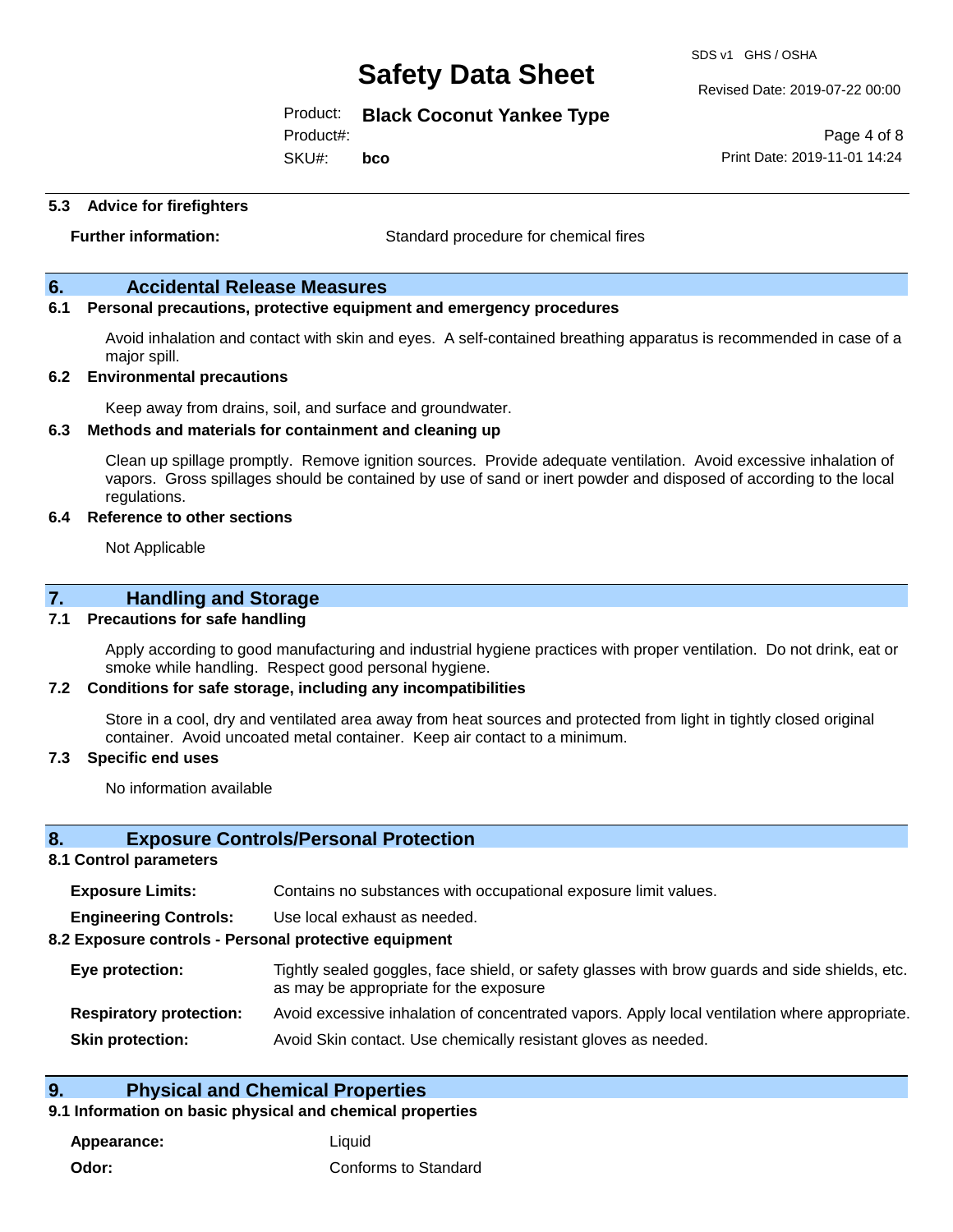### 5.3 Advice for firefighters

| | |
|---|---|
| **Further information:** | Standard procedure for chemical fires |

## 6. Accidental Release Measures

### 6.1 Personal precautions, protective equipment and emergency procedures

Avoid inhalation and contact with skin and eyes. A self-contained breathing apparatus is recommended in case of a major spill.

### 6.2 Environmental precautions

Keep away from drains, soil, and surface and groundwater.

### 6.3 Methods and materials for containment and cleaning up

Clean up spillage promptly. Remove ignition sources. Provide adequate ventilation. Avoid excessive inhalation of vapors. Gross spillages should be contained by use of sand or inert powder and disposed of according to the local regulations.

### 6.4 Reference to other sections

Not Applicable

## 7. Handling and Storage

### 7.1 Precautions for safe handling

Apply according to good manufacturing and industrial hygiene practices with proper ventilation. Do not drink, eat or smoke while handling. Respect good personal hygiene.

### 7.2 Conditions for safe storage, including any incompatibilities

Store in a cool, dry and ventilated area away from heat sources and protected from light in tightly closed original container. Avoid uncoated metal container. Keep air contact to a minimum.

### 7.3 Specific end uses

No information available

## 8. Exposure Controls/Personal Protection

### 8.1 Control parameters

| | |
|---|---|
| **Exposure Limits:** | Contains no substances with occupational exposure limit values. |
| **Engineering Controls:** | Use local exhaust as needed. |

### 8.2 Exposure controls - Personal protective equipment

| | |
|---|---|
| **Eye protection:** | Tightly sealed goggles, face shield, or safety glasses with brow guards and side shields, etc. as may be appropriate for the exposure |
| **Respiratory protection:** | Avoid excessive inhalation of concentrated vapors. Apply local ventilation where appropriate. |
| **Skin protection:** | Avoid Skin contact. Use chemically resistant gloves as needed. |

## 9. Physical and Chemical Properties

### 9.1 Information on basic physical and chemical properties

| | |
|---|---|
| **Appearance:** | Liquid |
| **Odor:** | Conforms to Standard |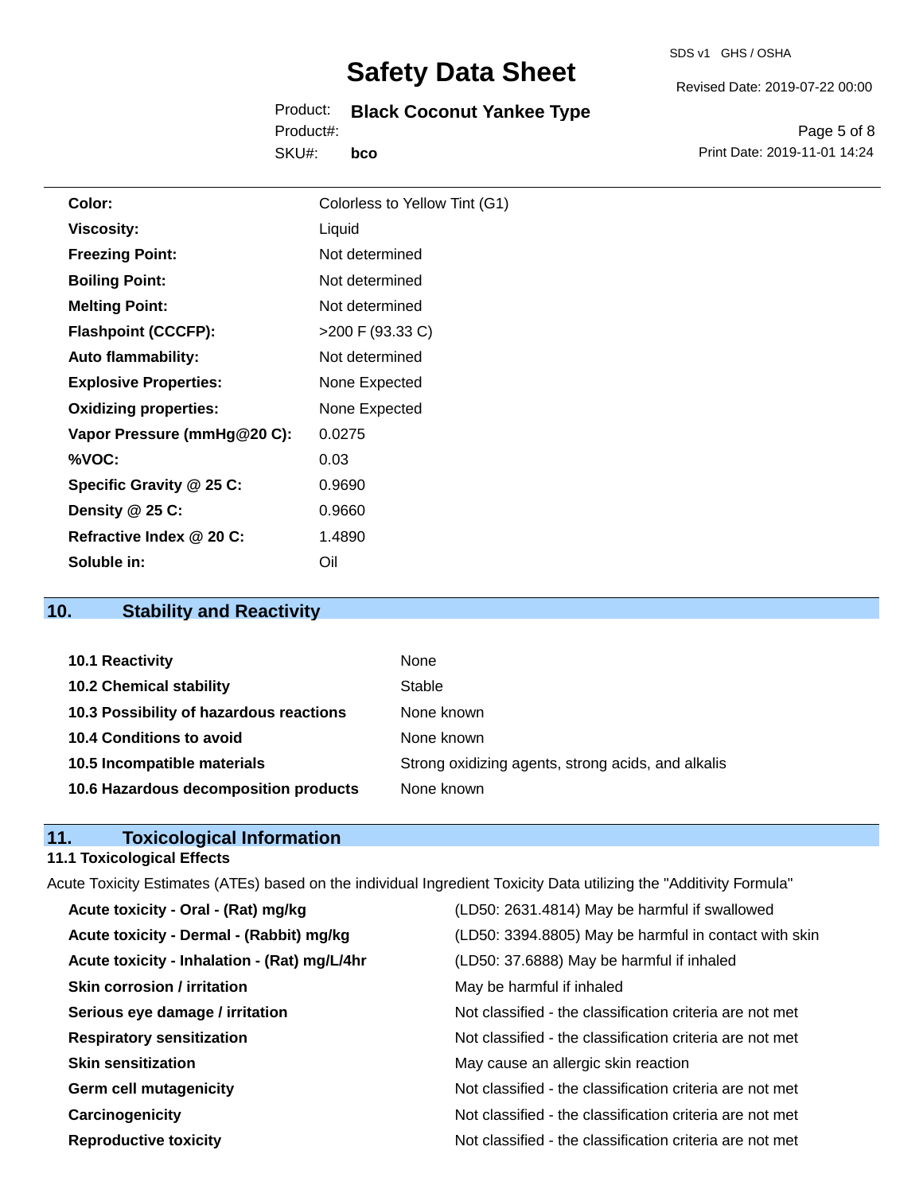| | |
|---|---|
| **Color:** | Colorless to Yellow Tint (G1) |
| **Viscosity:** | Liquid |
| **Freezing Point:** | Not determined |
| **Boiling Point:** | Not determined |
| **Melting Point:** | Not determined |
| **Flashpoint (CCCFP):** | >200 F (93.33 C) |
| **Auto flammability:** | Not determined |
| **Explosive Properties:** | None Expected |
| **Oxidizing properties:** | None Expected |
| **Vapor Pressure (mmHg@20 C):** | 0.0275 |
| **%VOC:** | 0.03 |
| **Specific Gravity @ 25 C:** | 0.9690 |
| **Density @ 25 C:** | 0.9660 |
| **Refractive Index @ 20 C:** | 1.4890 |
| **Soluble in:** | Oil |

## 10. Stability and Reactivity

| | |
|---|---|
| **10.1 Reactivity** | None |
| **10.2 Chemical stability** | Stable |
| **10.3 Possibility of hazardous reactions** | None known |
| **10.4 Conditions to avoid** | None known |
| **10.5 Incompatible materials** | Strong oxidizing agents, strong acids, and alkalis |
| **10.6 Hazardous decomposition products** | None known |

## 11. Toxicological Information

### 11.1 Toxicological Effects

Acute Toxicity Estimates (ATEs) based on the individual Ingredient Toxicity Data utilizing the "Additivity Formula"

| | |
|---|---|
| **Acute toxicity - Oral - (Rat) mg/kg** | (LD50: 2631.4814) May be harmful if swallowed |
| **Acute toxicity - Dermal - (Rabbit) mg/kg** | (LD50: 3394.8805) May be harmful in contact with skin |
| **Acute toxicity - Inhalation - (Rat) mg/L/4hr** | (LD50: 37.6888) May be harmful if inhaled |
| **Skin corrosion / irritation** | May be harmful if inhaled |
| **Serious eye damage / irritation** | Not classified - the classification criteria are not met |
| **Respiratory sensitization** | Not classified - the classification criteria are not met |
| **Skin sensitization** | May cause an allergic skin reaction |
| **Germ cell mutagenicity** | Not classified - the classification criteria are not met |
| **Carcinogenicity** | Not classified - the classification criteria are not met |
| **Reproductive toxicity** | Not classified - the classification criteria are not met |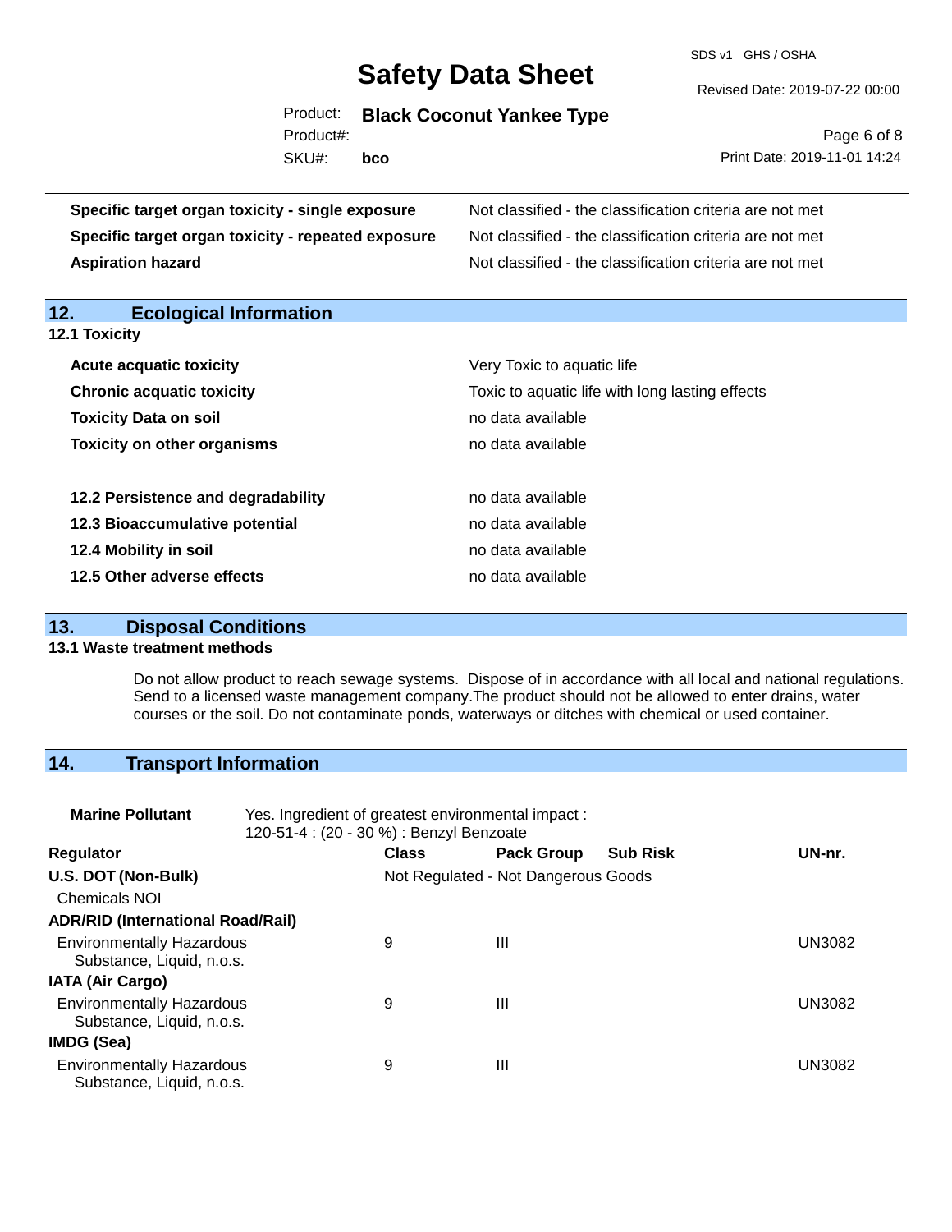| | |
|---|---|
| **Specific target organ toxicity - single exposure** | Not classified - the classification criteria are not met |
| **Specific target organ toxicity - repeated exposure** | Not classified - the classification criteria are not met |
| **Aspiration hazard** | Not classified - the classification criteria are not met |

## 12. Ecological Information

### 12.1 Toxicity

| | |
|---|---|
| **Acute acquatic toxicity** | Very Toxic to aquatic life |
| **Chronic acquatic toxicity** | Toxic to aquatic life with long lasting effects |
| **Toxicity Data on soil** | no data available |
| **Toxicity on other organisms** | no data available |

| | |
|---|---|
| **12.2 Persistence and degradability** | no data available |
| **12.3 Bioaccumulative potential** | no data available |
| **12.4 Mobility in soil** | no data available |
| **12.5 Other adverse effects** | no data available |

## 13. Disposal Conditions

### 13.1 Waste treatment methods

Do not allow product to reach sewage systems. Dispose of in accordance with all local and national regulations. Send to a licensed waste management company.The product should not be allowed to enter drains, water courses or the soil. Do not contaminate ponds, waterways or ditches with chemical or used container.

## 14. Transport Information

**Marine Pollutant** Yes. Ingredient of greatest environmental impact : 120-51-4 : (20 - 30 %) : Benzyl Benzoate

| Regulator | Class | Pack Group | Sub Risk | UN-nr. |
|---|---|---|---|---|
| **U.S. DOT (Non-Bulk)** | Not Regulated - Not Dangerous Goods | | | |
| Chemicals NOI | | | | |
| **ADR/RID (International Road/Rail)** | | | | |
| Environmentally Hazardous Substance, Liquid, n.o.s. | 9 | III | | UN3082 |
| **IATA (Air Cargo)** | | | | |
| Environmentally Hazardous Substance, Liquid, n.o.s. | 9 | III | | UN3082 |
| **IMDG (Sea)** | | | | |
| Environmentally Hazardous Substance, Liquid, n.o.s. | 9 | III | | UN3082 |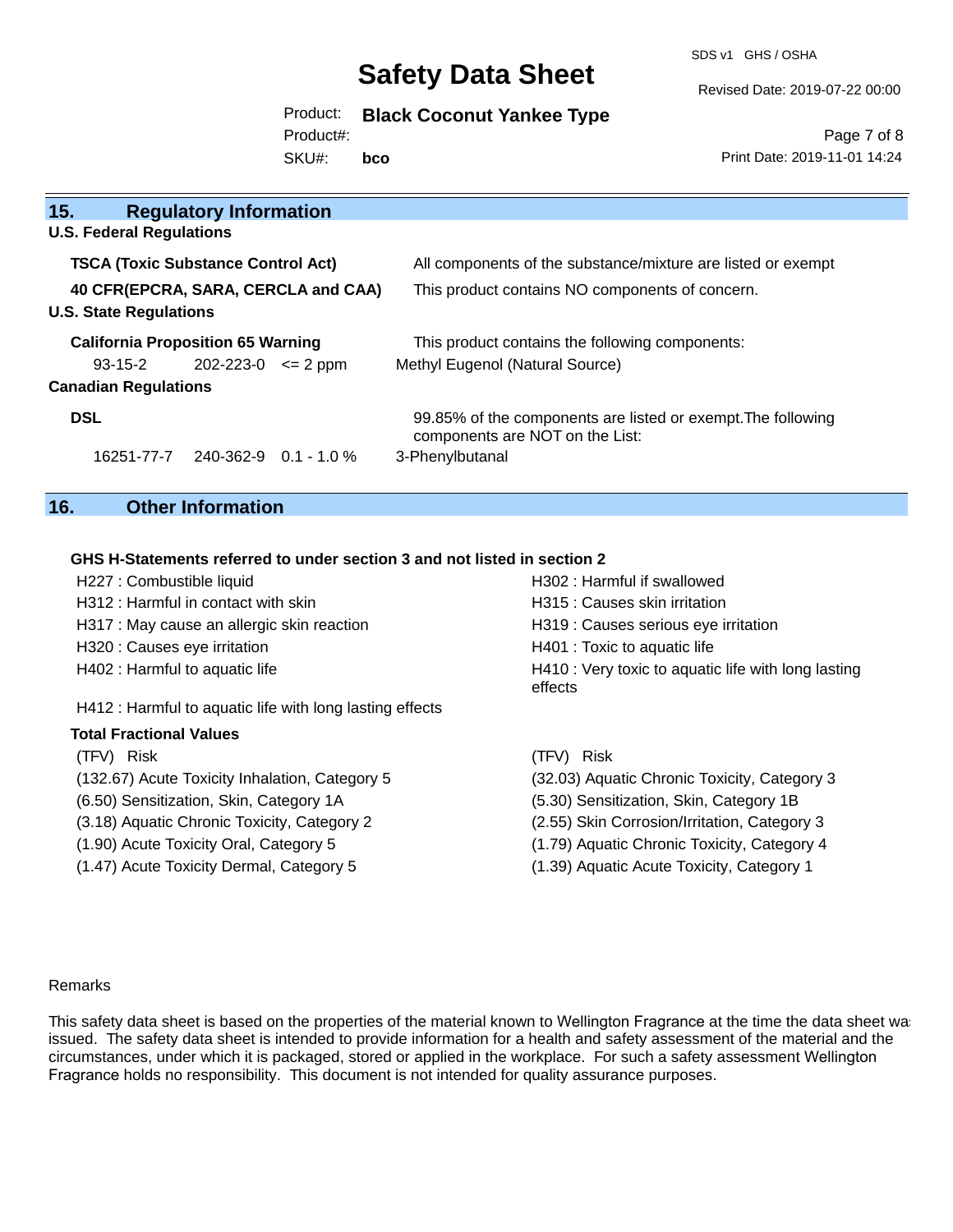## 15. Regulatory Information

**U.S. Federal Regulations**

| | |
|---|---|
| **TSCA (Toxic Substance Control Act)** | All components of the substance/mixture are listed or exempt |
| **40 CFR(EPCRA, SARA, CERCLA and CAA)** | This product contains NO components of concern. |

**U.S. State Regulations**

**California Proposition 65 Warning** — This product contains the following components:

| | | | |
|---|---|---|---|
| 93-15-2 | 202-223-0 | <= 2 ppm | Methyl Eugenol (Natural Source) |

**Canadian Regulations**

**DSL** — 99.85% of the components are listed or exempt.The following components are NOT on the List:

| | | | |
|---|---|---|---|
| 16251-77-7 | 240-362-9 | 0.1 - 1.0 % | 3-Phenylbutanal |

## 16. Other Information

**GHS H-Statements referred to under section 3 and not listed in section 2**

- H227 : Combustible liquid
- H302 : Harmful if swallowed
- H312 : Harmful in contact with skin
- H315 : Causes skin irritation
- H317 : May cause an allergic skin reaction
- H319 : Causes serious eye irritation
- H320 : Causes eye irritation
- H401 : Toxic to aquatic life
- H402 : Harmful to aquatic life
- H410 : Very toxic to aquatic life with long lasting effects
- H412 : Harmful to aquatic life with long lasting effects

**Total Fractional Values**

| (TFV) Risk | (TFV) Risk |
|---|---|
| (132.67) Acute Toxicity Inhalation, Category 5 | (32.03) Aquatic Chronic Toxicity, Category 3 |
| (6.50) Sensitization, Skin, Category 1A | (5.30) Sensitization, Skin, Category 1B |
| (3.18) Aquatic Chronic Toxicity, Category 2 | (2.55) Skin Corrosion/Irritation, Category 3 |
| (1.90) Acute Toxicity Oral, Category 5 | (1.79) Aquatic Chronic Toxicity, Category 4 |
| (1.47) Acute Toxicity Dermal, Category 5 | (1.39) Aquatic Acute Toxicity, Category 1 |

Remarks

This safety data sheet is based on the properties of the material known to Wellington Fragrance at the time the data sheet was issued. The safety data sheet is intended to provide information for a health and safety assessment of the material and the circumstances, under which it is packaged, stored or applied in the workplace. For such a safety assessment Wellington Fragrance holds no responsibility. This document is not intended for quality assurance purposes.